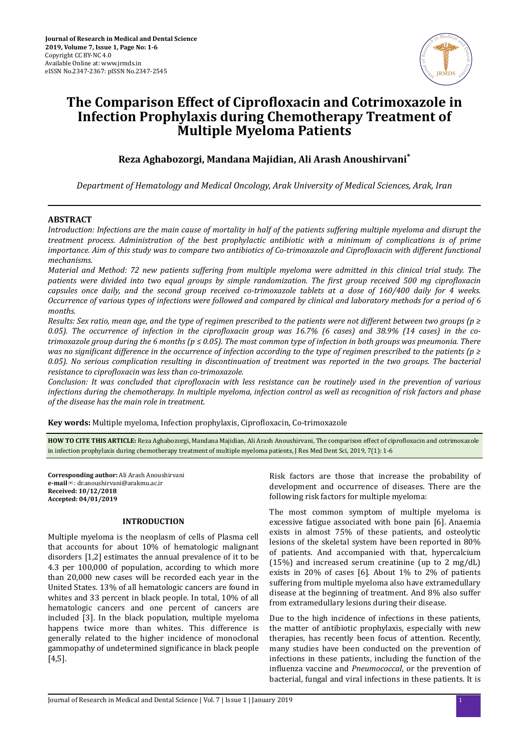Journal of Research in Medical and Dental Science
2019, Volume 7, Issue 1, Page No: 1-6
Copyright CC BY-NC 4.0
Available Online at: www.jrmds.in
eISSN No.2347-2367: pISSN No.2347-2545

# The Comparison Effect of Ciprofloxacin and Cotrimoxazole in Infection Prophylaxis during Chemotherapy Treatment of Multiple Myeloma Patients

**Reza Aghabozorgi, Mandana Majidian, Ali Arash Anoushirvani***

*Department of Hematology and Medical Oncology, Arak University of Medical Sciences, Arak, Iran*

## ABSTRACT

*Introduction: Infections are the main cause of mortality in half of the patients suffering multiple myeloma and disrupt the treatment process. Administration of the best prophylactic antibiotic with a minimum of complications is of prime importance. Aim of this study was to compare two antibiotics of Co-trimoxazole and Ciprofloxacin with different functional mechanisms.*

*Material and Method: 72 new patients suffering from multiple myeloma were admitted in this clinical trial study. The patients were divided into two equal groups by simple randomization. The first group received 500 mg ciprofloxacin capsules once daily, and the second group received co-trimoxazole tablets at a dose of 160/400 daily for 4 weeks. Occurrence of various types of infections were followed and compared by clinical and laboratory methods for a period of 6 months.*

*Results: Sex ratio, mean age, and the type of regimen prescribed to the patients were not different between two groups ($p \geq 0.05$). The occurrence of infection in the ciprofloxacin group was 16.7% (6 cases) and 38.9% (14 cases) in the co-trimoxazole group during the 6 months ($p \leq 0.05$). The most common type of infection in both groups was pneumonia. There was no significant difference in the occurrence of infection according to the type of regimen prescribed to the patients ($p \geq 0.05$). No serious complication resulting in discontinuation of treatment was reported in the two groups. The bacterial resistance to ciprofloxacin was less than co-trimoxazole.*

*Conclusion: It was concluded that ciprofloxacin with less resistance can be routinely used in the prevention of various infections during the chemotherapy. In multiple myeloma, infection control as well as recognition of risk factors and phase of the disease has the main role in treatment.*

**Key words:** Multiple myeloma, Infection prophylaxis, Ciprofloxacin, Co-trimoxazole

**HOW TO CITE THIS ARTICLE:** Reza Aghabozorgi, Mandana Majidian, Ali Arash Anoushirvani, The comparison effect of ciprofloxacin and cotrimoxazole in infection prophylaxis during chemotherapy treatment of multiple myeloma patients, J Res Med Dent Sci, 2019, 7(1): 1-6

**Corresponding author:** Ali Arash Anoushirvani
**e-mail**✉: dr.anoushirvani@arakmu.ac.ir
**Received: 10/12/2018**
**Accepted: 04/01/2019**

## INTRODUCTION

Multiple myeloma is the neoplasm of cells of Plasma cell that accounts for about 10% of hematologic malignant disorders [1,2] estimates the annual prevalence of it to be 4.3 per 100,000 of population, according to which more than 20,000 new cases will be recorded each year in the United States. 13% of all hematologic cancers are found in whites and 33 percent in black people. In total, 10% of all hematologic cancers and one percent of cancers are included [3]. In the black population, multiple myeloma happens twice more than whites. This difference is generally related to the higher incidence of monoclonal gammopathy of undetermined significance in black people [4,5].

Risk factors are those that increase the probability of development and occurrence of diseases. There are the following risk factors for multiple myeloma:

The most common symptom of multiple myeloma is excessive fatigue associated with bone pain [6]. Anaemia exists in almost 75% of these patients, and osteolytic lesions of the skeletal system have been reported in 80% of patients. And accompanied with that, hypercalcium (15%) and increased serum creatinine (up to 2 mg/dL) exists in 20% of cases [6]. About 1% to 2% of patients suffering from multiple myeloma also have extramedullary disease at the beginning of treatment. And 8% also suffer from extramedullary lesions during their disease.

Due to the high incidence of infections in these patients, the matter of antibiotic prophylaxis, especially with new therapies, has recently been focus of attention. Recently, many studies have been conducted on the prevention of infections in these patients, including the function of the influenza vaccine and *Pneumococcal*, or the prevention of bacterial, fungal and viral infections in these patients. It is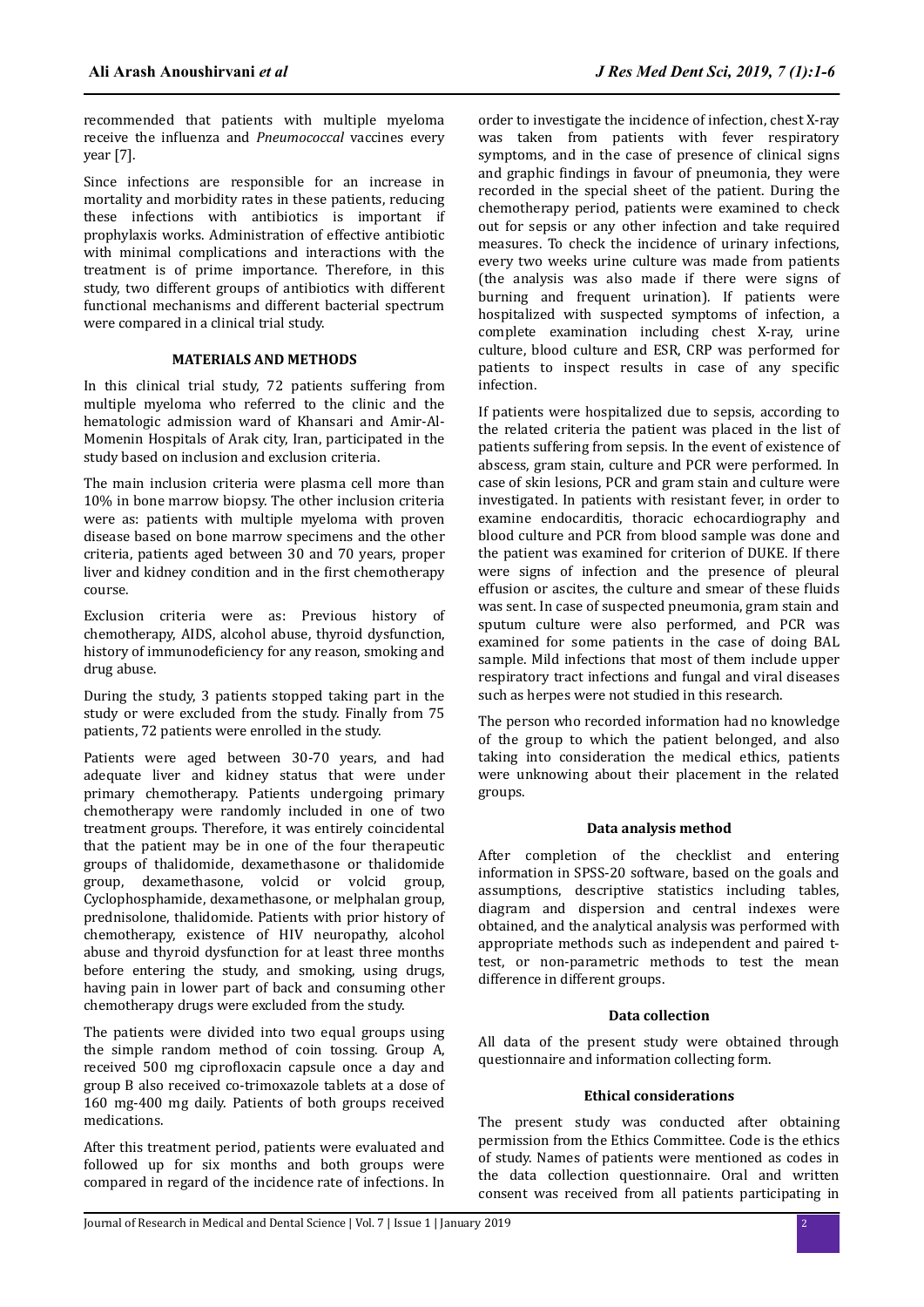recommended that patients with multiple myeloma receive the influenza and *Pneumococcal* vaccines every year [7].

Since infections are responsible for an increase in mortality and morbidity rates in these patients, reducing these infections with antibiotics is important if prophylaxis works. Administration of effective antibiotic with minimal complications and interactions with the treatment is of prime importance. Therefore, in this study, two different groups of antibiotics with different functional mechanisms and different bacterial spectrum were compared in a clinical trial study.

## MATERIALS AND METHODS

In this clinical trial study, 72 patients suffering from multiple myeloma who referred to the clinic and the hematologic admission ward of Khansari and Amir-Al-Momenin Hospitals of Arak city, Iran, participated in the study based on inclusion and exclusion criteria.

The main inclusion criteria were plasma cell more than 10% in bone marrow biopsy. The other inclusion criteria were as: patients with multiple myeloma with proven disease based on bone marrow specimens and the other criteria, patients aged between 30 and 70 years, proper liver and kidney condition and in the first chemotherapy course.

Exclusion criteria were as: Previous history of chemotherapy, AIDS, alcohol abuse, thyroid dysfunction, history of immunodeficiency for any reason, smoking and drug abuse.

During the study, 3 patients stopped taking part in the study or were excluded from the study. Finally from 75 patients, 72 patients were enrolled in the study.

Patients were aged between 30-70 years, and had adequate liver and kidney status that were under primary chemotherapy. Patients undergoing primary chemotherapy were randomly included in one of two treatment groups. Therefore, it was entirely coincidental that the patient may be in one of the four therapeutic groups of thalidomide, dexamethasone or thalidomide group, dexamethasone, volcid or volcid group, Cyclophosphamide, dexamethasone, or melphalan group, prednisolone, thalidomide. Patients with prior history of chemotherapy, existence of HIV neuropathy, alcohol abuse and thyroid dysfunction for at least three months before entering the study, and smoking, using drugs, having pain in lower part of back and consuming other chemotherapy drugs were excluded from the study.

The patients were divided into two equal groups using the simple random method of coin tossing. Group A, received 500 mg ciprofloxacin capsule once a day and group B also received co-trimoxazole tablets at a dose of 160 mg-400 mg daily. Patients of both groups received medications.

After this treatment period, patients were evaluated and followed up for six months and both groups were compared in regard of the incidence rate of infections. In order to investigate the incidence of infection, chest X-ray was taken from patients with fever respiratory symptoms, and in the case of presence of clinical signs and graphic findings in favour of pneumonia, they were recorded in the special sheet of the patient. During the chemotherapy period, patients were examined to check out for sepsis or any other infection and take required measures. To check the incidence of urinary infections, every two weeks urine culture was made from patients (the analysis was also made if there were signs of burning and frequent urination). If patients were hospitalized with suspected symptoms of infection, a complete examination including chest X-ray, urine culture, blood culture and ESR, CRP was performed for patients to inspect results in case of any specific infection.

If patients were hospitalized due to sepsis, according to the related criteria the patient was placed in the list of patients suffering from sepsis. In the event of existence of abscess, gram stain, culture and PCR were performed. In case of skin lesions, PCR and gram stain and culture were investigated. In patients with resistant fever, in order to examine endocarditis, thoracic echocardiography and blood culture and PCR from blood sample was done and the patient was examined for criterion of DUKE. If there were signs of infection and the presence of pleural effusion or ascites, the culture and smear of these fluids was sent. In case of suspected pneumonia, gram stain and sputum culture were also performed, and PCR was examined for some patients in the case of doing BAL sample. Mild infections that most of them include upper respiratory tract infections and fungal and viral diseases such as herpes were not studied in this research.

The person who recorded information had no knowledge of the group to which the patient belonged, and also taking into consideration the medical ethics, patients were unknowing about their placement in the related groups.

### Data analysis method

After completion of the checklist and entering information in SPSS-20 software, based on the goals and assumptions, descriptive statistics including tables, diagram and dispersion and central indexes were obtained, and the analytical analysis was performed with appropriate methods such as independent and paired t-test, or non-parametric methods to test the mean difference in different groups.

### Data collection

All data of the present study were obtained through questionnaire and information collecting form.

### Ethical considerations

The present study was conducted after obtaining permission from the Ethics Committee. Code is the ethics of study. Names of patients were mentioned as codes in the data collection questionnaire. Oral and written consent was received from all patients participating in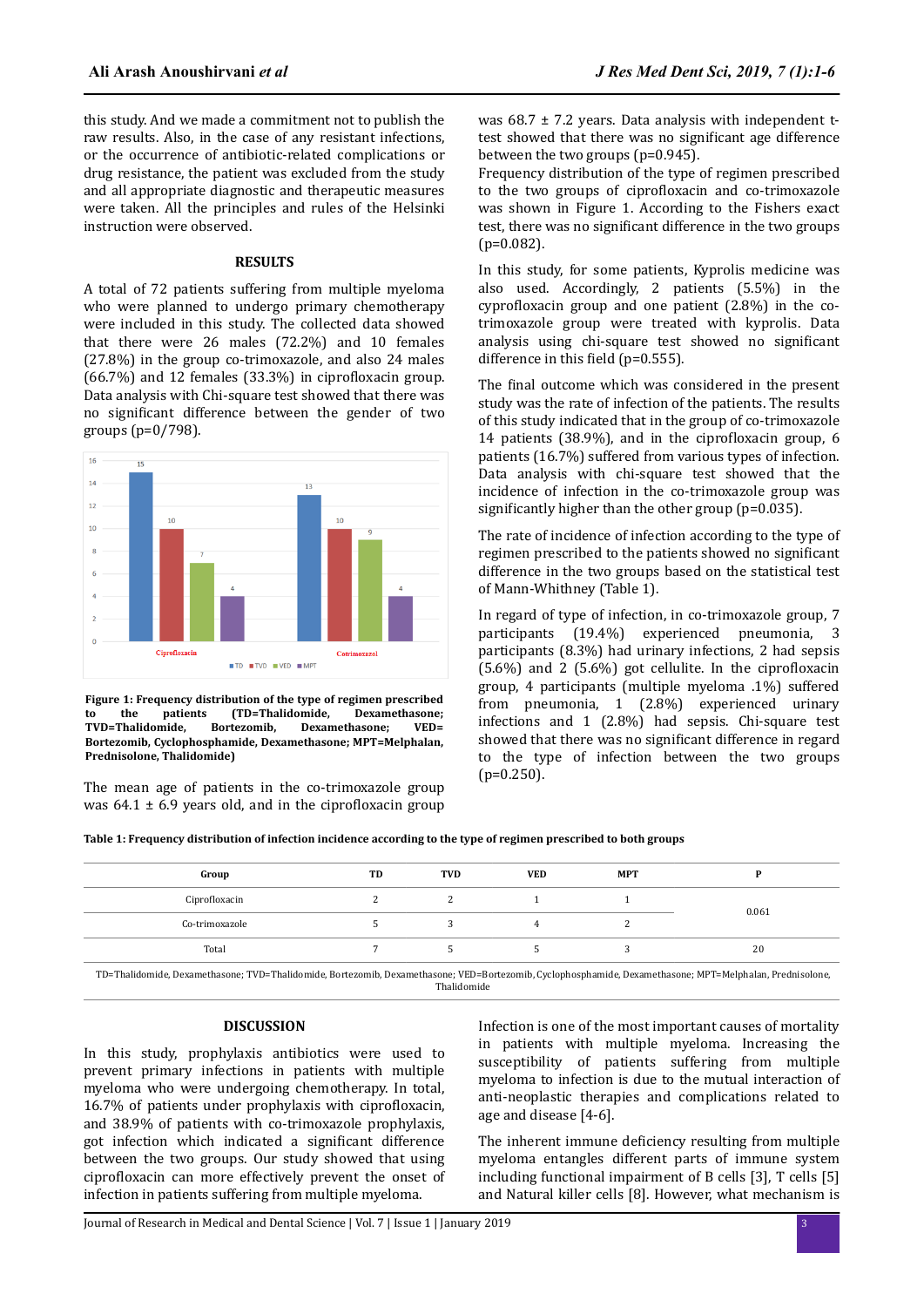this study. And we made a commitment not to publish the raw results. Also, in the case of any resistant infections, or the occurrence of antibiotic-related complications or drug resistance, the patient was excluded from the study and all appropriate diagnostic and therapeutic measures were taken. All the principles and rules of the Helsinki instruction were observed.

## RESULTS

A total of 72 patients suffering from multiple myeloma who were planned to undergo primary chemotherapy were included in this study. The collected data showed that there were 26 males (72.2%) and 10 females (27.8%) in the group co-trimoxazole, and also 24 males (66.7%) and 12 females (33.3%) in ciprofloxacin group. Data analysis with Chi-square test showed that there was no significant difference between the gender of two groups (p=0/798).

**Figure 1: Frequency distribution of the type of regimen prescribed to the patients (TD=Thalidomide, Dexamethasone; TVD=Thalidomide, Bortezomib, Dexamethasone; VED= Bortezomib, Cyclophosphamide, Dexamethasone; MPT=Melphalan, Prednisolone, Thalidomide)**

The mean age of patients in the co-trimoxazole group was 64.1 ± 6.9 years old, and in the ciprofloxacin group was 68.7 ± 7.2 years. Data analysis with independent t-test showed that there was no significant age difference between the two groups (p=0.945).

Frequency distribution of the type of regimen prescribed to the two groups of ciprofloxacin and co-trimoxazole was shown in Figure 1. According to the Fishers exact test, there was no significant difference in the two groups (p=0.082).

In this study, for some patients, Kyprolis medicine was also used. Accordingly, 2 patients (5.5%) in the cyprofloxacin group and one patient (2.8%) in the co-trimoxazole group were treated with kyprolis. Data analysis using chi-square test showed no significant difference in this field (p=0.555).

The final outcome which was considered in the present study was the rate of infection of the patients. The results of this study indicated that in the group of co-trimoxazole 14 patients (38.9%), and in the ciprofloxacin group, 6 patients (16.7%) suffered from various types of infection. Data analysis with chi-square test showed that the incidence of infection in the co-trimoxazole group was significantly higher than the other group (p=0.035).

The rate of incidence of infection according to the type of regimen prescribed to the patients showed no significant difference in the two groups based on the statistical test of Mann-Whithney (Table 1).

In regard of type of infection, in co-trimoxazole group, 7 participants (19.4%) experienced pneumonia, 3 participants (8.3%) had urinary infections, 2 had sepsis (5.6%) and 2 (5.6%) got cellulite. In the ciprofloxacin group, 4 participants (multiple myeloma .1%) suffered from pneumonia, 1 (2.8%) experienced urinary infections and 1 (2.8%) had sepsis. Chi-square test showed that there was no significant difference in regard to the type of infection between the two groups (p=0.250).

**Table 1: Frequency distribution of infection incidence according to the type of regimen prescribed to both groups**

| Group | TD | TVD | VED | MPT | P |
|---|---|---|---|---|---|
| Ciprofloxacin | 2 | 2 | 1 | 1 | 0.061 |
| Co-trimoxazole | 5 | 3 | 4 | 2 | |
| Total | 7 | 5 | 5 | 3 | 20 |

TD=Thalidomide, Dexamethasone; TVD=Thalidomide, Bortezomib, Dexamethasone; VED=Bortezomib, Cyclophosphamide, Dexamethasone; MPT=Melphalan, Prednisolone, Thalidomide

## DISCUSSION

In this study, prophylaxis antibiotics were used to prevent primary infections in patients with multiple myeloma who were undergoing chemotherapy. In total, 16.7% of patients under prophylaxis with ciprofloxacin, and 38.9% of patients with co-trimoxazole prophylaxis, got infection which indicated a significant difference between the two groups. Our study showed that using ciprofloxacin can more effectively prevent the onset of infection in patients suffering from multiple myeloma.

Infection is one of the most important causes of mortality in patients with multiple myeloma. Increasing the susceptibility of patients suffering from multiple myeloma to infection is due to the mutual interaction of anti-neoplastic therapies and complications related to age and disease [4-6].

The inherent immune deficiency resulting from multiple myeloma entangles different parts of immune system including functional impairment of B cells [3], T cells [5] and Natural killer cells [8]. However, what mechanism is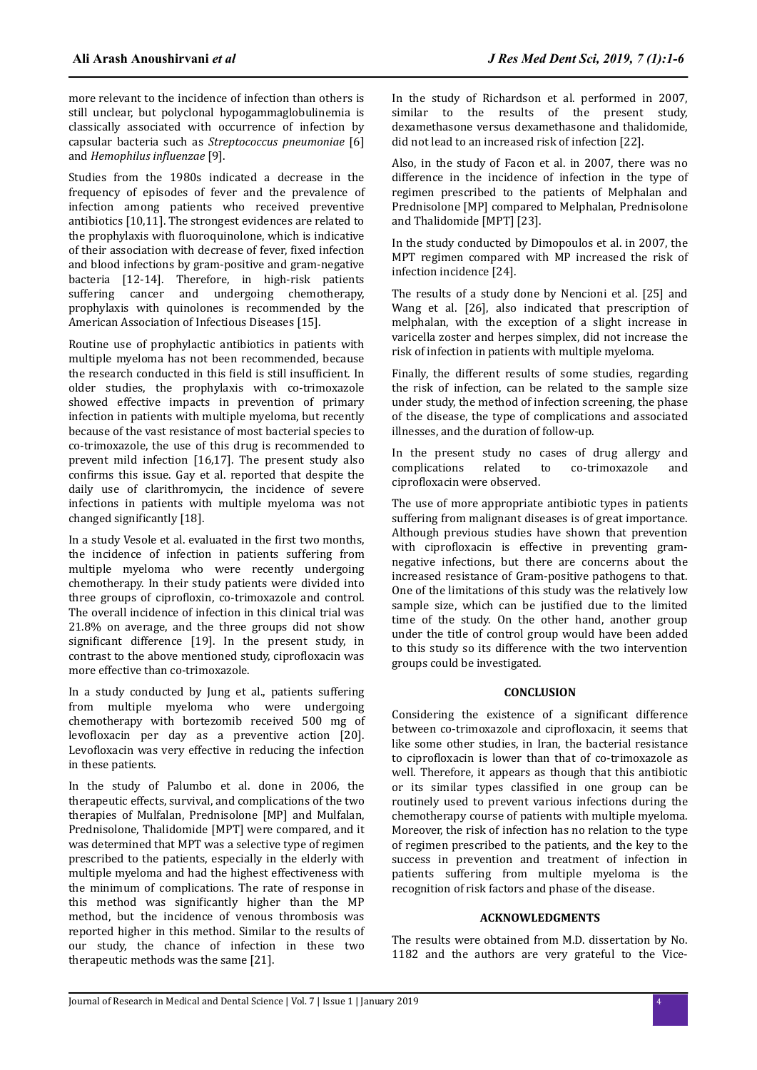more relevant to the incidence of infection than others is still unclear, but polyclonal hypogammaglobulinemia is classically associated with occurrence of infection by capsular bacteria such as *Streptococcus pneumoniae* [6] and *Hemophilus influenzae* [9].

Studies from the 1980s indicated a decrease in the frequency of episodes of fever and the prevalence of infection among patients who received preventive antibiotics [10,11]. The strongest evidences are related to the prophylaxis with fluoroquinolone, which is indicative of their association with decrease of fever, fixed infection and blood infections by gram-positive and gram-negative bacteria [12-14]. Therefore, in high-risk patients suffering cancer and undergoing chemotherapy, prophylaxis with quinolones is recommended by the American Association of Infectious Diseases [15].

Routine use of prophylactic antibiotics in patients with multiple myeloma has not been recommended, because the research conducted in this field is still insufficient. In older studies, the prophylaxis with co-trimoxazole showed effective impacts in prevention of primary infection in patients with multiple myeloma, but recently because of the vast resistance of most bacterial species to co-trimoxazole, the use of this drug is recommended to prevent mild infection [16,17]. The present study also confirms this issue. Gay et al. reported that despite the daily use of clarithromycin, the incidence of severe infections in patients with multiple myeloma was not changed significantly [18].

In a study Vesole et al. evaluated in the first two months, the incidence of infection in patients suffering from multiple myeloma who were recently undergoing chemotherapy. In their study patients were divided into three groups of ciprofloxin, co-trimoxazole and control. The overall incidence of infection in this clinical trial was 21.8% on average, and the three groups did not show significant difference [19]. In the present study, in contrast to the above mentioned study, ciprofloxacin was more effective than co-trimoxazole.

In a study conducted by Jung et al., patients suffering from multiple myeloma who were undergoing chemotherapy with bortezomib received 500 mg of levofloxacin per day as a preventive action [20]. Levofloxacin was very effective in reducing the infection in these patients.

In the study of Palumbo et al. done in 2006, the therapeutic effects, survival, and complications of the two therapies of Mulfalan, Prednisolone [MP] and Mulfalan, Prednisolone, Thalidomide [MPT] were compared, and it was determined that MPT was a selective type of regimen prescribed to the patients, especially in the elderly with multiple myeloma and had the highest effectiveness with the minimum of complications. The rate of response in this method was significantly higher than the MP method, but the incidence of venous thrombosis was reported higher in this method. Similar to the results of our study, the chance of infection in these two therapeutic methods was the same [21].

In the study of Richardson et al. performed in 2007, similar to the results of the present study, dexamethasone versus dexamethasone and thalidomide, did not lead to an increased risk of infection [22].

Also, in the study of Facon et al. in 2007, there was no difference in the incidence of infection in the type of regimen prescribed to the patients of Melphalan and Prednisolone [MP] compared to Melphalan, Prednisolone and Thalidomide [MPT] [23].

In the study conducted by Dimopoulos et al. in 2007, the MPT regimen compared with MP increased the risk of infection incidence [24].

The results of a study done by Nencioni et al. [25] and Wang et al. [26], also indicated that prescription of melphalan, with the exception of a slight increase in varicella zoster and herpes simplex, did not increase the risk of infection in patients with multiple myeloma.

Finally, the different results of some studies, regarding the risk of infection, can be related to the sample size under study, the method of infection screening, the phase of the disease, the type of complications and associated illnesses, and the duration of follow-up.

In the present study no cases of drug allergy and complications related to co-trimoxazole and ciprofloxacin were observed.

The use of more appropriate antibiotic types in patients suffering from malignant diseases is of great importance. Although previous studies have shown that prevention with ciprofloxacin is effective in preventing gram-negative infections, but there are concerns about the increased resistance of Gram-positive pathogens to that. One of the limitations of this study was the relatively low sample size, which can be justified due to the limited time of the study. On the other hand, another group under the title of control group would have been added to this study so its difference with the two intervention groups could be investigated.

## CONCLUSION

Considering the existence of a significant difference between co-trimoxazole and ciprofloxacin, it seems that like some other studies, in Iran, the bacterial resistance to ciprofloxacin is lower than that of co-trimoxazole as well. Therefore, it appears as though that this antibiotic or its similar types classified in one group can be routinely used to prevent various infections during the chemotherapy course of patients with multiple myeloma. Moreover, the risk of infection has no relation to the type of regimen prescribed to the patients, and the key to the success in prevention and treatment of infection in patients suffering from multiple myeloma is the recognition of risk factors and phase of the disease.

## ACKNOWLEDGMENTS

The results were obtained from M.D. dissertation by No. 1182 and the authors are very grateful to the Vice-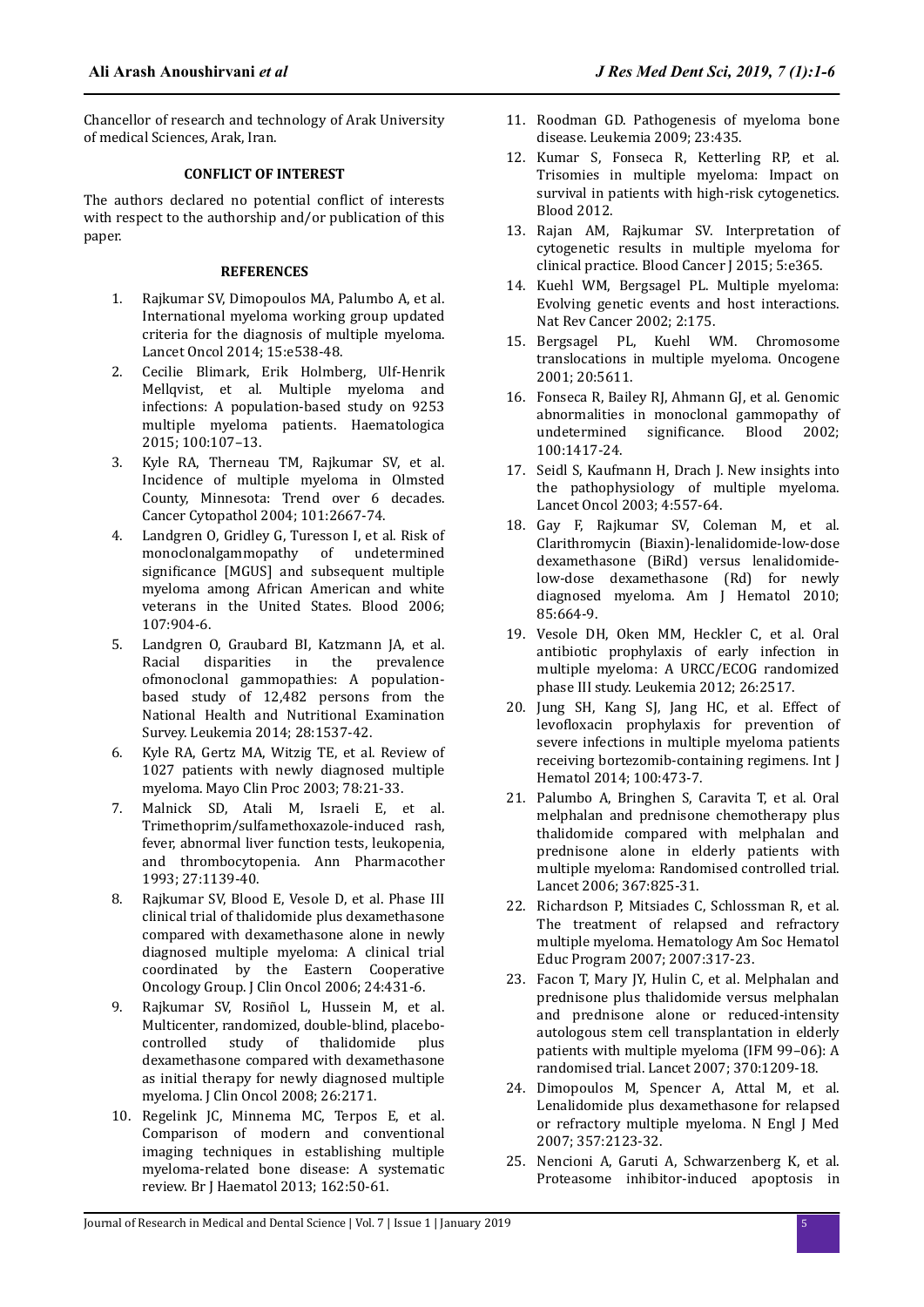Chancellor of research and technology of Arak University of medical Sciences, Arak, Iran.

### CONFLICT OF INTEREST

The authors declared no potential conflict of interests with respect to the authorship and/or publication of this paper.

### REFERENCES

1. Rajkumar SV, Dimopoulos MA, Palumbo A, et al. International myeloma working group updated criteria for the diagnosis of multiple myeloma. Lancet Oncol 2014; 15:e538-48.
2. Cecilie Blimark, Erik Holmberg, Ulf-Henrik Mellqvist, et al. Multiple myeloma and infections: A population-based study on 9253 multiple myeloma patients. Haematologica 2015; 100:107–13.
3. Kyle RA, Therneau TM, Rajkumar SV, et al. Incidence of multiple myeloma in Olmsted County, Minnesota: Trend over 6 decades. Cancer Cytopathol 2004; 101:2667-74.
4. Landgren O, Gridley G, Turesson I, et al. Risk of monoclonalgammopathy of undetermined significance [MGUS] and subsequent multiple myeloma among African American and white veterans in the United States. Blood 2006; 107:904-6.
5. Landgren O, Graubard BI, Katzmann JA, et al. Racial disparities in the prevalence ofmonoclonal gammopathies: A population-based study of 12,482 persons from the National Health and Nutritional Examination Survey. Leukemia 2014; 28:1537-42.
6. Kyle RA, Gertz MA, Witzig TE, et al. Review of 1027 patients with newly diagnosed multiple myeloma. Mayo Clin Proc 2003; 78:21-33.
7. Malnick SD, Atali M, Israeli E, et al. Trimethoprim/sulfamethoxazole-induced rash, fever, abnormal liver function tests, leukopenia, and thrombocytopenia. Ann Pharmacother 1993; 27:1139-40.
8. Rajkumar SV, Blood E, Vesole D, et al. Phase III clinical trial of thalidomide plus dexamethasone compared with dexamethasone alone in newly diagnosed multiple myeloma: A clinical trial coordinated by the Eastern Cooperative Oncology Group. J Clin Oncol 2006; 24:431-6.
9. Rajkumar SV, Rosiñol L, Hussein M, et al. Multicenter, randomized, double-blind, placebo-controlled study of thalidomide plus dexamethasone compared with dexamethasone as initial therapy for newly diagnosed multiple myeloma. J Clin Oncol 2008; 26:2171.
10. Regelink JC, Minnema MC, Terpos E, et al. Comparison of modern and conventional imaging techniques in establishing multiple myeloma-related bone disease: A systematic review. Br J Haematol 2013; 162:50-61.
11. Roodman GD. Pathogenesis of myeloma bone disease. Leukemia 2009; 23:435.
12. Kumar S, Fonseca R, Ketterling RP, et al. Trisomies in multiple myeloma: Impact on survival in patients with high-risk cytogenetics. Blood 2012.
13. Rajan AM, Rajkumar SV. Interpretation of cytogenetic results in multiple myeloma for clinical practice. Blood Cancer J 2015; 5:e365.
14. Kuehl WM, Bergsagel PL. Multiple myeloma: Evolving genetic events and host interactions. Nat Rev Cancer 2002; 2:175.
15. Bergsagel PL, Kuehl WM. Chromosome translocations in multiple myeloma. Oncogene 2001; 20:5611.
16. Fonseca R, Bailey RJ, Ahmann GJ, et al. Genomic abnormalities in monoclonal gammopathy of undetermined significance. Blood 2002; 100:1417-24.
17. Seidl S, Kaufmann H, Drach J. New insights into the pathophysiology of multiple myeloma. Lancet Oncol 2003; 4:557-64.
18. Gay F, Rajkumar SV, Coleman M, et al. Clarithromycin (Biaxin)-lenalidomide-low-dose dexamethasone (BiRd) versus lenalidomide-low-dose dexamethasone (Rd) for newly diagnosed myeloma. Am J Hematol 2010; 85:664-9.
19. Vesole DH, Oken MM, Heckler C, et al. Oral antibiotic prophylaxis of early infection in multiple myeloma: A URCC/ECOG randomized phase III study. Leukemia 2012; 26:2517.
20. Jung SH, Kang SJ, Jang HC, et al. Effect of levofloxacin prophylaxis for prevention of severe infections in multiple myeloma patients receiving bortezomib-containing regimens. Int J Hematol 2014; 100:473-7.
21. Palumbo A, Bringhen S, Caravita T, et al. Oral melphalan and prednisone chemotherapy plus thalidomide compared with melphalan and prednisone alone in elderly patients with multiple myeloma: Randomised controlled trial. Lancet 2006; 367:825-31.
22. Richardson P, Mitsiades C, Schlossman R, et al. The treatment of relapsed and refractory multiple myeloma. Hematology Am Soc Hematol Educ Program 2007; 2007:317-23.
23. Facon T, Mary JY, Hulin C, et al. Melphalan and prednisone plus thalidomide versus melphalan and prednisone alone or reduced-intensity autologous stem cell transplantation in elderly patients with multiple myeloma (IFM 99–06): A randomised trial. Lancet 2007; 370:1209-18.
24. Dimopoulos M, Spencer A, Attal M, et al. Lenalidomide plus dexamethasone for relapsed or refractory multiple myeloma. N Engl J Med 2007; 357:2123-32.
25. Nencioni A, Garuti A, Schwarzenberg K, et al. Proteasome inhibitor-induced apoptosis in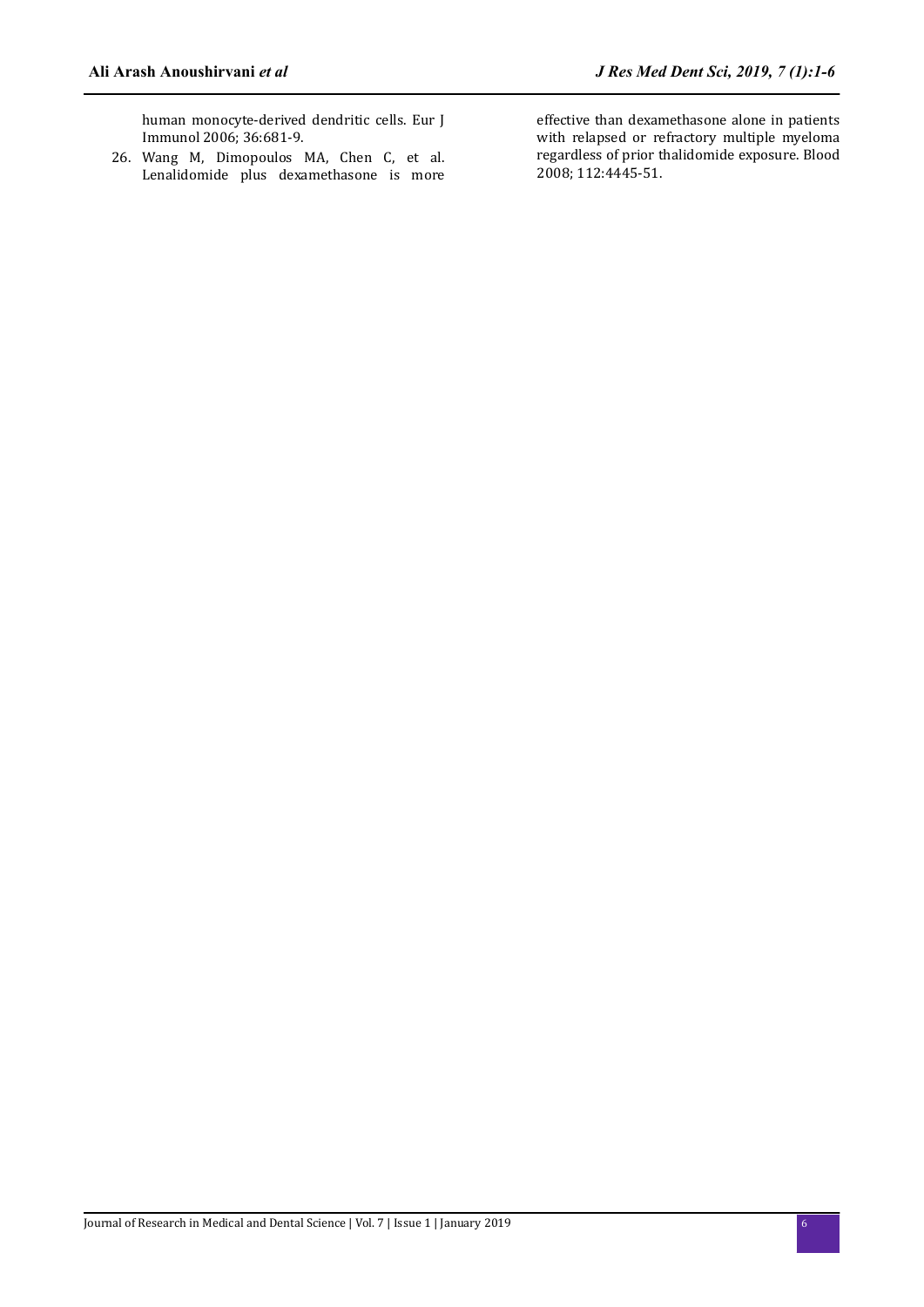human monocyte-derived dendritic cells. Eur J Immunol 2006; 36:681-9.

26. Wang M, Dimopoulos MA, Chen C, et al. Lenalidomide plus dexamethasone is more effective than dexamethasone alone in patients with relapsed or refractory multiple myeloma regardless of prior thalidomide exposure. Blood 2008; 112:4445-51.